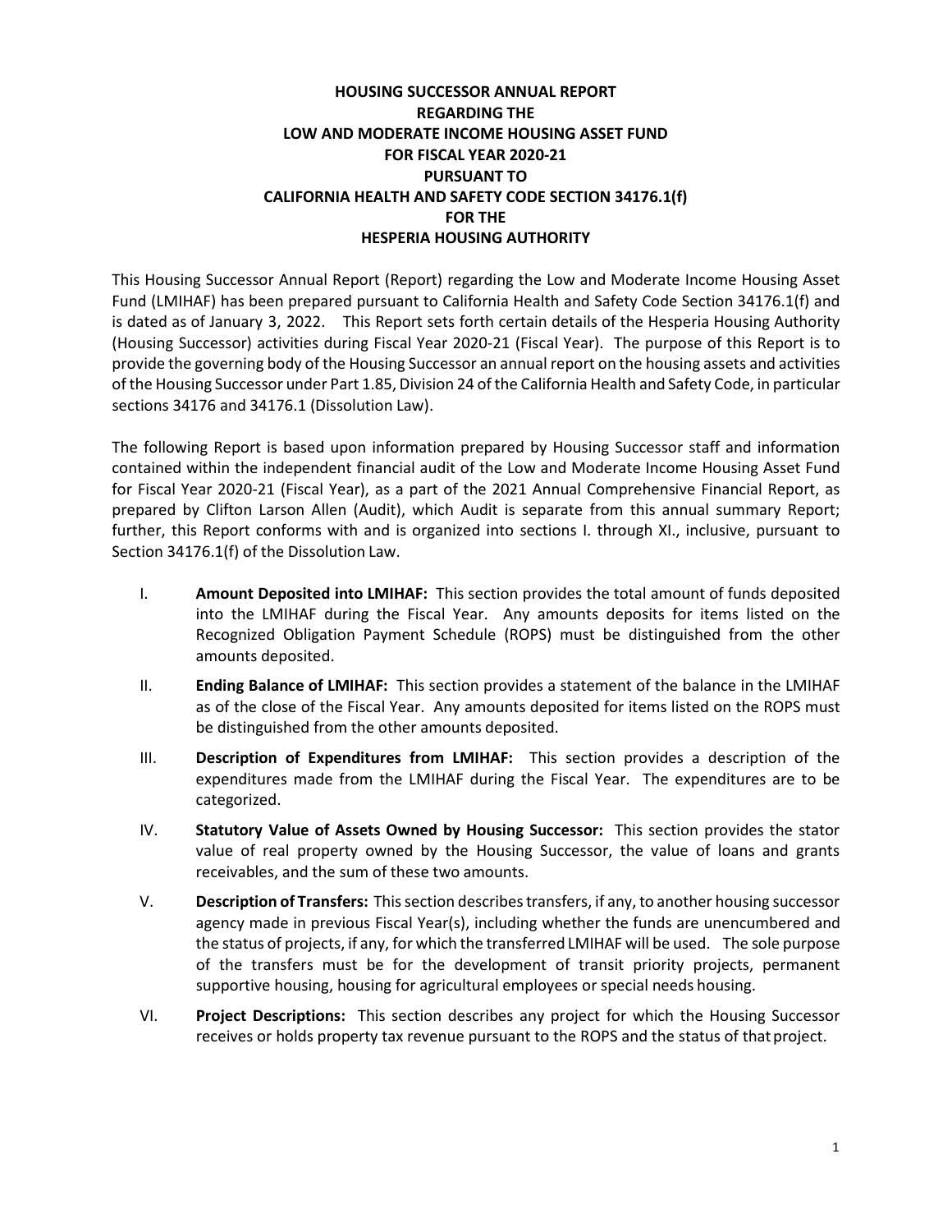# HOUSING SUCCESSOR ANNUAL REPORT REGARDING THE LOW AND MODERATE INCOME HOUSING ASSET FUND FOR FISCAL YEAR 2020-21 PURSUANT TO CALIFORNIA HEALTH AND SAFETY CODE SECTION 34176.1(f) FOR THE HESPERIA HOUSING AUTHORITY

This Housing Successor Annual Report (Report) regarding the Low and Moderate Income Housing Asset Fund (LMIHAF) has been prepared pursuant to California Health and Safety Code Section 34176.1(f) and is dated as of January 3, 2022. This Report sets forth certain details of the Hesperia Housing Authority (Housing Successor) activities during Fiscal Year 2020-21 (Fiscal Year). The purpose of this Report is to provide the governing body of the Housing Successor an annual report on the housing assets and activities of the Housing Successor under Part 1.85, Division 24 of the California Health and Safety Code, in particular sections 34176 and 34176.1 (Dissolution Law).

The following Report is based upon information prepared by Housing Successor staff and information contained within the independent financial audit of the Low and Moderate Income Housing Asset Fund for Fiscal Year 2020-21 (Fiscal Year), as a part of the 2021 Annual Comprehensive Financial Report, as prepared by Clifton Larson Allen (Audit), which Audit is separate from this annual summary Report; further, this Report conforms with and is organized into sections I. through XI., inclusive, pursuant to Section 34176.1(f) of the Dissolution Law.

I. **Amount Deposited into LMIHAF:** This section provides the total amount of funds deposited into the LMIHAF during the Fiscal Year. Any amounts deposits for items listed on the Recognized Obligation Payment Schedule (ROPS) must be distinguished from the other amounts deposited.

II. **Ending Balance of LMIHAF:** This section provides a statement of the balance in the LMIHAF as of the close of the Fiscal Year. Any amounts deposited for items listed on the ROPS must be distinguished from the other amounts deposited.

III. **Description of Expenditures from LMIHAF:** This section provides a description of the expenditures made from the LMIHAF during the Fiscal Year. The expenditures are to be categorized.

IV. **Statutory Value of Assets Owned by Housing Successor:** This section provides the stator value of real property owned by the Housing Successor, the value of loans and grants receivables, and the sum of these two amounts.

V. **Description of Transfers:** This section describes transfers, if any, to another housing successor agency made in previous Fiscal Year(s), including whether the funds are unencumbered and the status of projects, if any, for which the transferred LMIHAF will be used. The sole purpose of the transfers must be for the development of transit priority projects, permanent supportive housing, housing for agricultural employees or special needs housing.

VI. **Project Descriptions:** This section describes any project for which the Housing Successor receives or holds property tax revenue pursuant to the ROPS and the status of that project.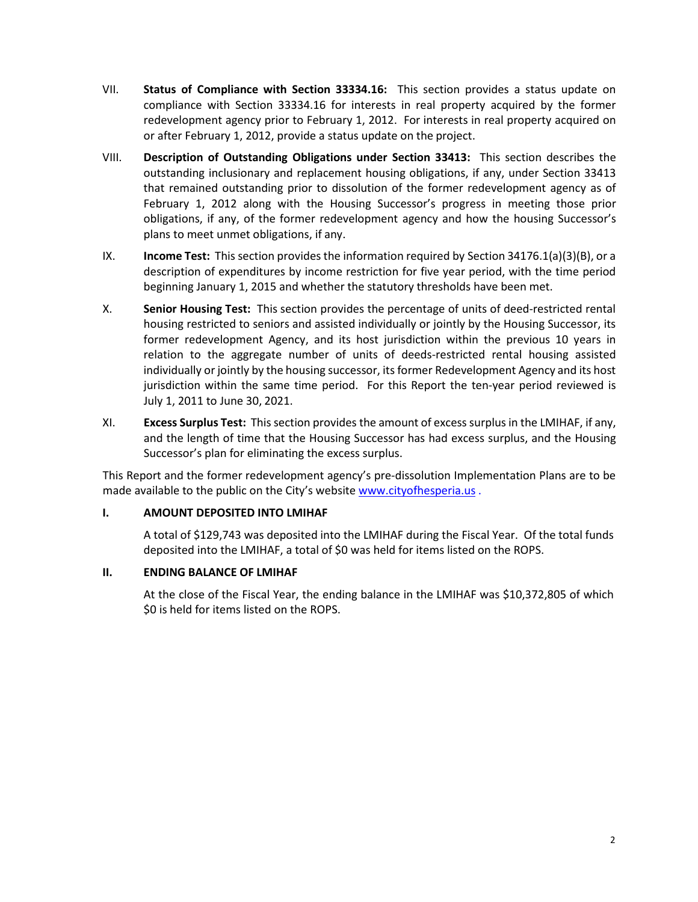VII. **Status of Compliance with Section 33334.16:** This section provides a status update on compliance with Section 33334.16 for interests in real property acquired by the former redevelopment agency prior to February 1, 2012. For interests in real property acquired on or after February 1, 2012, provide a status update on the project.

VIII. **Description of Outstanding Obligations under Section 33413:** This section describes the outstanding inclusionary and replacement housing obligations, if any, under Section 33413 that remained outstanding prior to dissolution of the former redevelopment agency as of February 1, 2012 along with the Housing Successor's progress in meeting those prior obligations, if any, of the former redevelopment agency and how the housing Successor's plans to meet unmet obligations, if any.

IX. **Income Test:** This section provides the information required by Section 34176.1(a)(3)(B), or a description of expenditures by income restriction for five year period, with the time period beginning January 1, 2015 and whether the statutory thresholds have been met.

X. **Senior Housing Test:** This section provides the percentage of units of deed-restricted rental housing restricted to seniors and assisted individually or jointly by the Housing Successor, its former redevelopment Agency, and its host jurisdiction within the previous 10 years in relation to the aggregate number of units of deeds-restricted rental housing assisted individually or jointly by the housing successor, its former Redevelopment Agency and its host jurisdiction within the same time period. For this Report the ten-year period reviewed is July 1, 2011 to June 30, 2021.

XI. **Excess Surplus Test:** This section provides the amount of excess surplus in the LMIHAF, if any, and the length of time that the Housing Successor has had excess surplus, and the Housing Successor's plan for eliminating the excess surplus.

This Report and the former redevelopment agency's pre-dissolution Implementation Plans are to be made available to the public on the City's website www.cityofhesperia.us .

### I. AMOUNT DEPOSITED INTO LMIHAF

A total of $129,743 was deposited into the LMIHAF during the Fiscal Year. Of the total funds deposited into the LMIHAF, a total of $0 was held for items listed on the ROPS.

### II. ENDING BALANCE OF LMIHAF

At the close of the Fiscal Year, the ending balance in the LMIHAF was $10,372,805 of which $0 is held for items listed on the ROPS.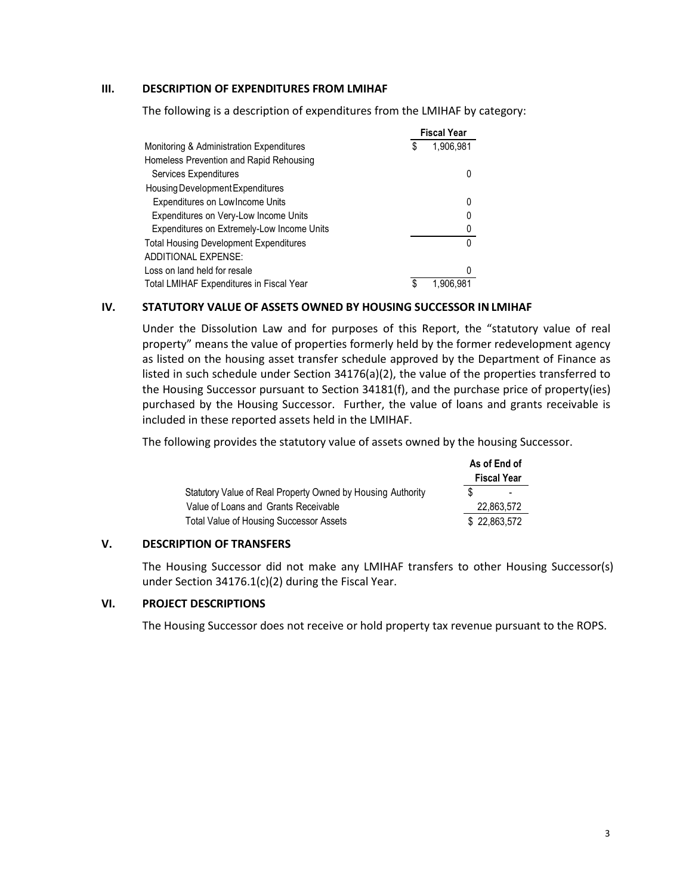## III. DESCRIPTION OF EXPENDITURES FROM LMIHAF

The following is a description of expenditures from the LMIHAF by category:

| | Fiscal Year |
|---|---|
| Monitoring & Administration Expenditures | $ 1,906,981 |
| Homeless Prevention and Rapid Rehousing | |
| Services Expenditures | 0 |
| Housing Development Expenditures | |
| Expenditures on Low Income Units | 0 |
| Expenditures on Very-Low Income Units | 0 |
| Expenditures on Extremely-Low Income Units | 0 |
| Total Housing Development Expenditures | 0 |
| ADDITIONAL EXPENSE: | |
| Loss on land held for resale | 0 |
| Total LMIHAF Expenditures in Fiscal Year | $ 1,906,981 |

## IV. STATUTORY VALUE OF ASSETS OWNED BY HOUSING SUCCESSOR IN LMIHAF

Under the Dissolution Law and for purposes of this Report, the "statutory value of real property" means the value of properties formerly held by the former redevelopment agency as listed on the housing asset transfer schedule approved by the Department of Finance as listed in such schedule under Section 34176(a)(2), the value of the properties transferred to the Housing Successor pursuant to Section 34181(f), and the purchase price of property(ies) purchased by the Housing Successor. Further, the value of loans and grants receivable is included in these reported assets held in the LMIHAF.

The following provides the statutory value of assets owned by the housing Successor.

| | As of End of Fiscal Year |
|---|---|
| Statutory Value of Real Property Owned by Housing Authority | $ - |
| Value of Loans and Grants Receivable | 22,863,572 |
| Total Value of Housing Successor Assets | $ 22,863,572 |

## V. DESCRIPTION OF TRANSFERS

The Housing Successor did not make any LMIHAF transfers to other Housing Successor(s) under Section 34176.1(c)(2) during the Fiscal Year.

## VI. PROJECT DESCRIPTIONS

The Housing Successor does not receive or hold property tax revenue pursuant to the ROPS.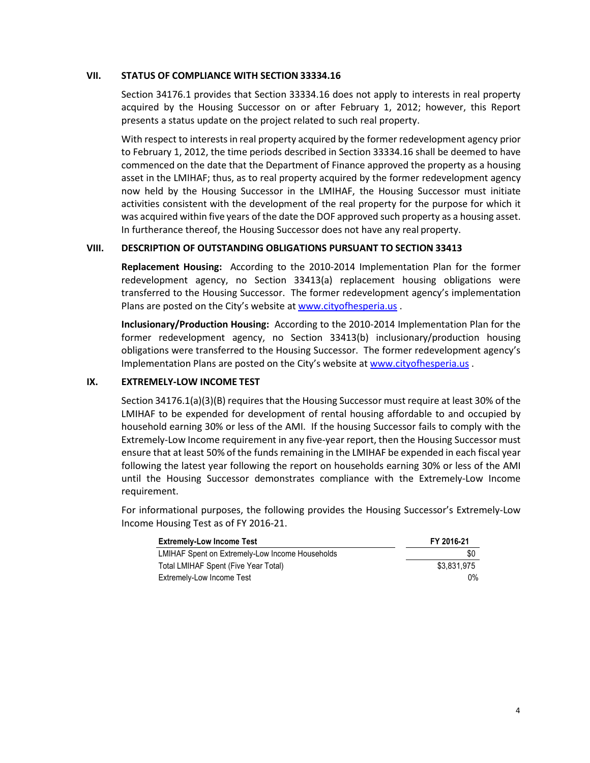## VII. STATUS OF COMPLIANCE WITH SECTION 33334.16

Section 34176.1 provides that Section 33334.16 does not apply to interests in real property acquired by the Housing Successor on or after February 1, 2012; however, this Report presents a status update on the project related to such real property.

With respect to interests in real property acquired by the former redevelopment agency prior to February 1, 2012, the time periods described in Section 33334.16 shall be deemed to have commenced on the date that the Department of Finance approved the property as a housing asset in the LMIHAF; thus, as to real property acquired by the former redevelopment agency now held by the Housing Successor in the LMIHAF, the Housing Successor must initiate activities consistent with the development of the real property for the purpose for which it was acquired within five years of the date the DOF approved such property as a housing asset. In furtherance thereof, the Housing Successor does not have any real property.

## VIII. DESCRIPTION OF OUTSTANDING OBLIGATIONS PURSUANT TO SECTION 33413

**Replacement Housing:** According to the 2010-2014 Implementation Plan for the former redevelopment agency, no Section 33413(a) replacement housing obligations were transferred to the Housing Successor. The former redevelopment agency's implementation Plans are posted on the City's website at www.cityofhesperia.us .

**Inclusionary/Production Housing:** According to the 2010-2014 Implementation Plan for the former redevelopment agency, no Section 33413(b) inclusionary/production housing obligations were transferred to the Housing Successor. The former redevelopment agency's Implementation Plans are posted on the City's website at www.cityofhesperia.us .

## IX. EXTREMELY-LOW INCOME TEST

Section 34176.1(a)(3)(B) requires that the Housing Successor must require at least 30% of the LMIHAF to be expended for development of rental housing affordable to and occupied by household earning 30% or less of the AMI. If the housing Successor fails to comply with the Extremely-Low Income requirement in any five-year report, then the Housing Successor must ensure that at least 50% of the funds remaining in the LMIHAF be expended in each fiscal year following the latest year following the report on households earning 30% or less of the AMI until the Housing Successor demonstrates compliance with the Extremely-Low Income requirement.

For informational purposes, the following provides the Housing Successor's Extremely-Low Income Housing Test as of FY 2016-21.

| Extremely-Low Income Test | FY 2016-21 |
|---|---|
| LMIHAF Spent on Extremely-Low Income Households | $0 |
| Total LMIHAF Spent (Five Year Total) | $3,831,975 |
| Extremely-Low Income Test | 0% |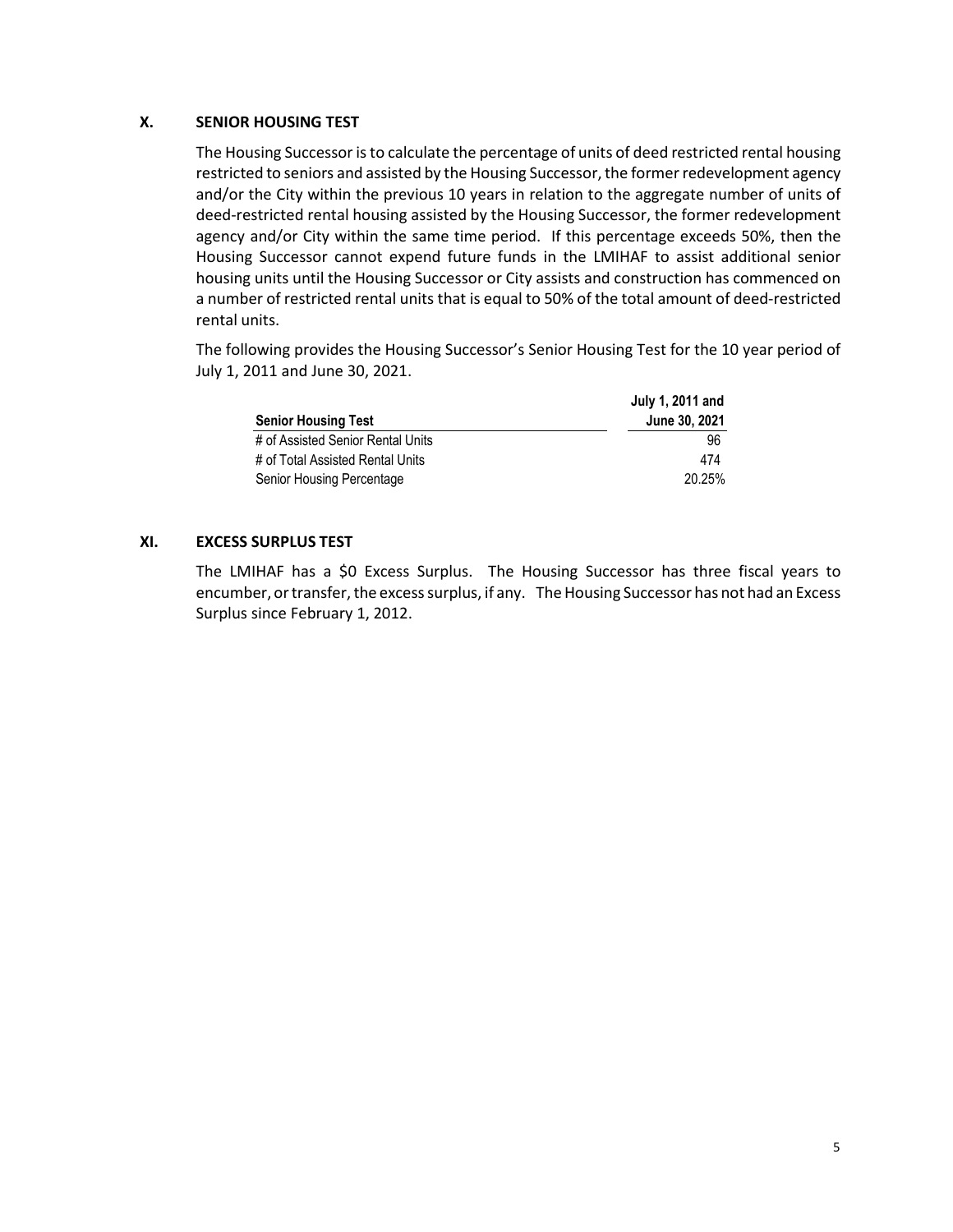## X. SENIOR HOUSING TEST

The Housing Successor is to calculate the percentage of units of deed restricted rental housing restricted to seniors and assisted by the Housing Successor, the former redevelopment agency and/or the City within the previous 10 years in relation to the aggregate number of units of deed-restricted rental housing assisted by the Housing Successor, the former redevelopment agency and/or City within the same time period. If this percentage exceeds 50%, then the Housing Successor cannot expend future funds in the LMIHAF to assist additional senior housing units until the Housing Successor or City assists and construction has commenced on a number of restricted rental units that is equal to 50% of the total amount of deed-restricted rental units.

The following provides the Housing Successor's Senior Housing Test for the 10 year period of July 1, 2011 and June 30, 2021.

| Senior Housing Test | July 1, 2011 and June 30, 2021 |
|---|---|
| # of Assisted Senior Rental Units | 96 |
| # of Total Assisted Rental Units | 474 |
| Senior Housing Percentage | 20.25% |

## XI. EXCESS SURPLUS TEST

The LMIHAF has a $0 Excess Surplus. The Housing Successor has three fiscal years to encumber, or transfer, the excess surplus, if any. The Housing Successor has not had an Excess Surplus since February 1, 2012.